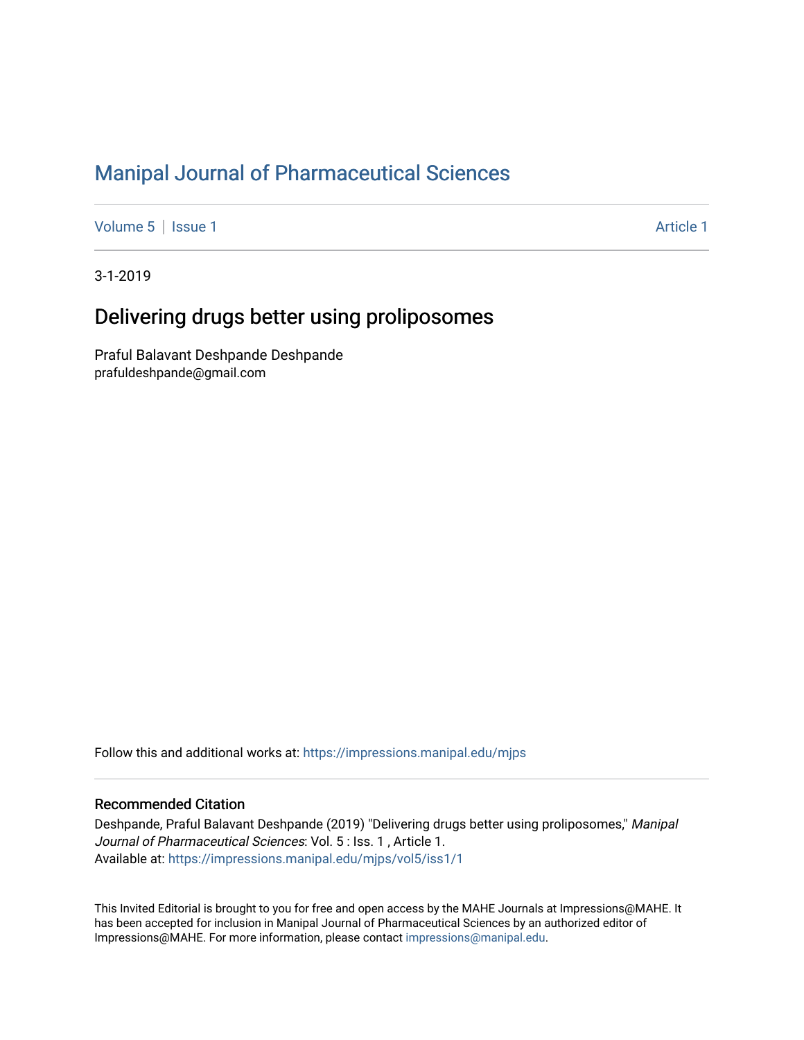# Manipal Journal of Pharmaceutical Sciences

Volume 5 | Issue 1 Article 1

3-1-2019

## Delivering drugs better using proliposomes

Praful Balavant Deshpande Deshpande
prafuldeshpande@gmail.com

Follow this and additional works at: https://impressions.manipal.edu/mjps

### Recommended Citation

Deshpande, Praful Balavant Deshpande (2019) "Delivering drugs better using proliposomes," *Manipal Journal of Pharmaceutical Sciences*: Vol. 5 : Iss. 1 , Article 1.
Available at: https://impressions.manipal.edu/mjps/vol5/iss1/1

This Invited Editorial is brought to you for free and open access by the MAHE Journals at Impressions@MAHE. It has been accepted for inclusion in Manipal Journal of Pharmaceutical Sciences by an authorized editor of Impressions@MAHE. For more information, please contact impressions@manipal.edu.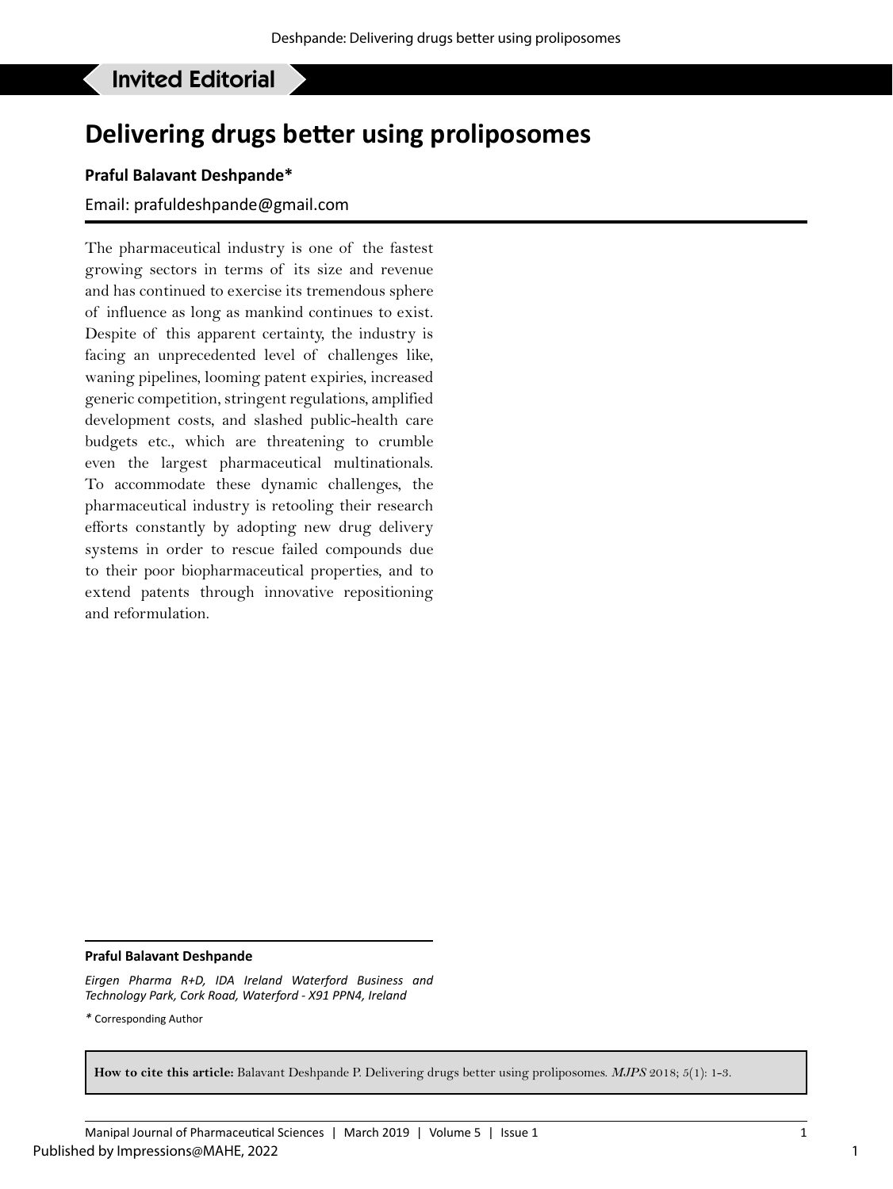Invited Editorial

# Delivering drugs better using proliposomes

**Praful Balavant Deshpande***

Email: prafuldeshpande@gmail.com

The pharmaceutical industry is one of the fastest growing sectors in terms of its size and revenue and has continued to exercise its tremendous sphere of influence as long as mankind continues to exist. Despite of this apparent certainty, the industry is facing an unprecedented level of challenges like, waning pipelines, looming patent expiries, increased generic competition, stringent regulations, amplified development costs, and slashed public-health care budgets etc., which are threatening to crumble even the largest pharmaceutical multinationals. To accommodate these dynamic challenges, the pharmaceutical industry is retooling their research efforts constantly by adopting new drug delivery systems in order to rescue failed compounds due to their poor biopharmaceutical properties, and to extend patents through innovative repositioning and reformulation.

---

**Praful Balavant Deshpande**

*Eirgen Pharma R+D, IDA Ireland Waterford Business and Technology Park, Cork Road, Waterford - X91 PPN4, Ireland*

\* Corresponding Author

**How to cite this article:** Balavant Deshpande P. Delivering drugs better using proliposomes. *MJPS* 2018; 5(1): 1-3.